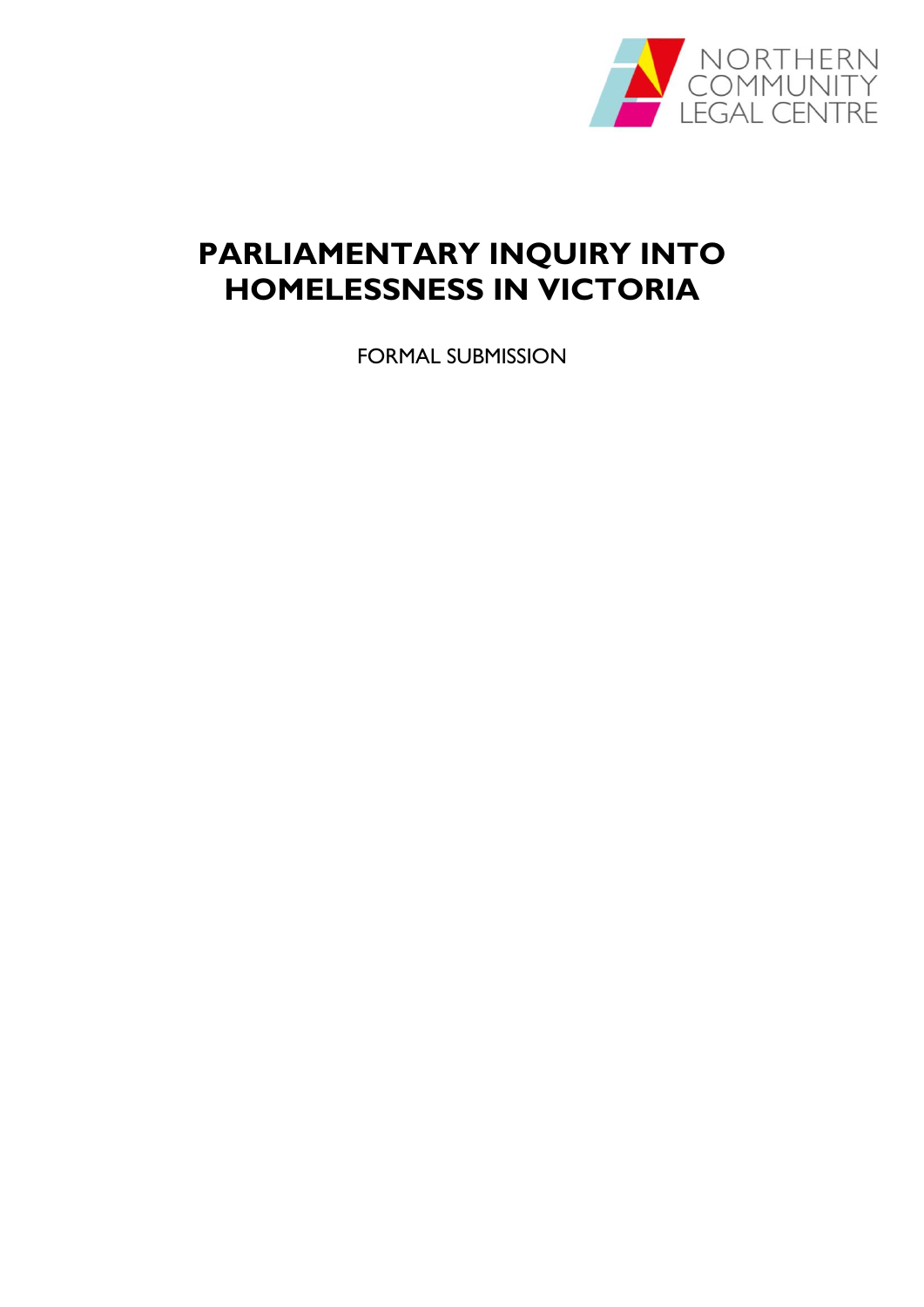NORTHERN COMMUNITY LEGAL CENTRE

# PARLIAMENTARY INQUIRY INTO HOMELESSNESS IN VICTORIA

FORMAL SUBMISSION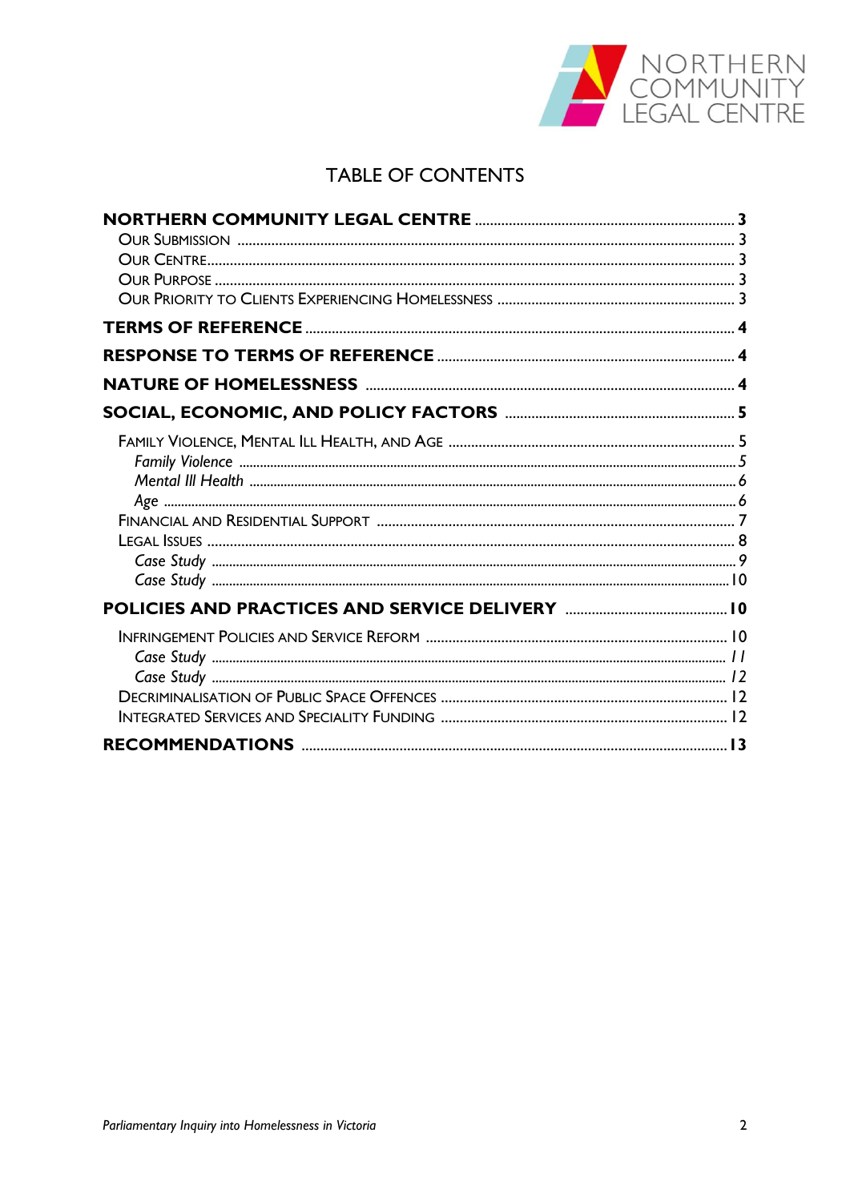# TABLE OF CONTENTS

**NORTHERN COMMUNITY LEGAL CENTRE** ... 3

- Our Submission ... 3
- Our Centre ... 3
- Our Purpose ... 3
- Our Priority to Clients Experiencing Homelessness ... 3

**TERMS OF REFERENCE** ... 4

**RESPONSE TO TERMS OF REFERENCE** ... 4

**NATURE OF HOMELESSNESS** ... 4

**SOCIAL, ECONOMIC, AND POLICY FACTORS** ... 5

- Family Violence, Mental Ill Health, and Age ... 5
  - *Family Violence* ... 5
  - *Mental Ill Health* ... 6
  - *Age* ... 6
- Financial and Residential Support ... 7
- Legal Issues ... 8
  - *Case Study* ... 9
  - *Case Study* ... 10

**POLICIES AND PRACTICES AND SERVICE DELIVERY** ... 10

- Infringement Policies and Service Reform ... 10
  - *Case Study* ... 11
  - *Case Study* ... 12
- Decriminalisation of Public Space Offences ... 12
- Integrated Services and Speciality Funding ... 12

**RECOMMENDATIONS** ... 13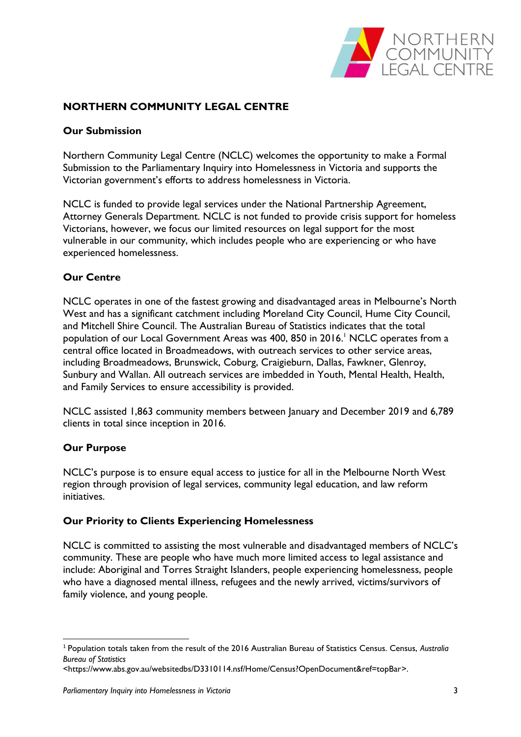## NORTHERN COMMUNITY LEGAL CENTRE

### Our Submission

Northern Community Legal Centre (NCLC) welcomes the opportunity to make a Formal Submission to the Parliamentary Inquiry into Homelessness in Victoria and supports the Victorian government's efforts to address homelessness in Victoria.

NCLC is funded to provide legal services under the National Partnership Agreement, Attorney Generals Department. NCLC is not funded to provide crisis support for homeless Victorians, however, we focus our limited resources on legal support for the most vulnerable in our community, which includes people who are experiencing or who have experienced homelessness.

### Our Centre

NCLC operates in one of the fastest growing and disadvantaged areas in Melbourne's North West and has a significant catchment including Moreland City Council, Hume City Council, and Mitchell Shire Council. The Australian Bureau of Statistics indicates that the total population of our Local Government Areas was 400, 850 in 2016.[1] NCLC operates from a central office located in Broadmeadows, with outreach services to other service areas, including Broadmeadows, Brunswick, Coburg, Craigieburn, Dallas, Fawkner, Glenroy, Sunbury and Wallan. All outreach services are imbedded in Youth, Mental Health, Health, and Family Services to ensure accessibility is provided.

NCLC assisted 1,863 community members between January and December 2019 and 6,789 clients in total since inception in 2016.

### Our Purpose

NCLC's purpose is to ensure equal access to justice for all in the Melbourne North West region through provision of legal services, community legal education, and law reform initiatives.

### Our Priority to Clients Experiencing Homelessness

NCLC is committed to assisting the most vulnerable and disadvantaged members of NCLC's community. These are people who have much more limited access to legal assistance and include: Aboriginal and Torres Straight Islanders, people experiencing homelessness, people who have a diagnosed mental illness, refugees and the newly arrived, victims/survivors of family violence, and young people.

---

[1] Population totals taken from the result of the 2016 Australian Bureau of Statistics Census. Census, *Australia Bureau of Statistics* <https://www.abs.gov.au/websitedbs/D3310114.nsf/Home/Census?OpenDocument&ref=topBar>.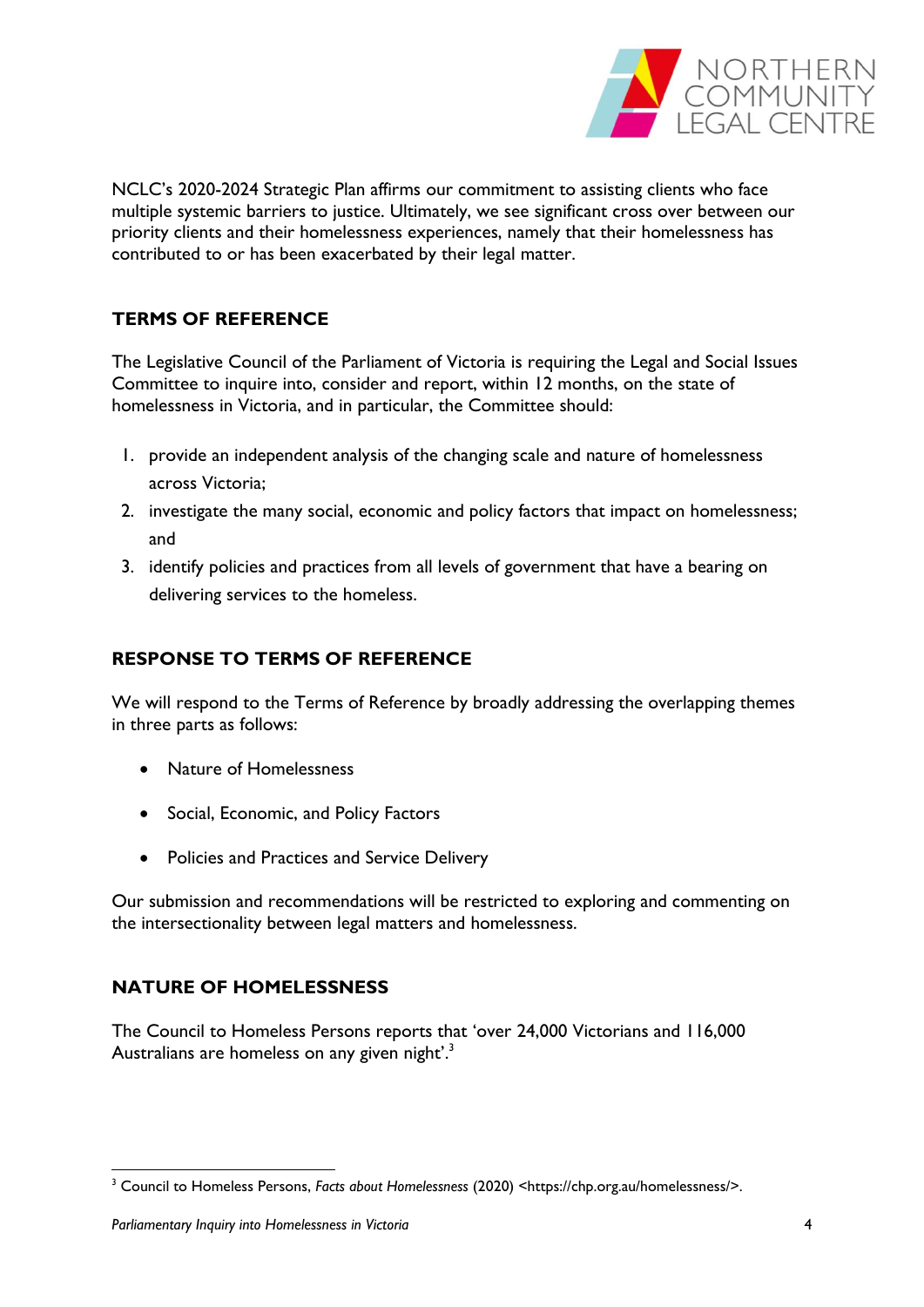NCLC's 2020-2024 Strategic Plan affirms our commitment to assisting clients who face multiple systemic barriers to justice. Ultimately, we see significant cross over between our priority clients and their homelessness experiences, namely that their homelessness has contributed to or has been exacerbated by their legal matter.

## TERMS OF REFERENCE

The Legislative Council of the Parliament of Victoria is requiring the Legal and Social Issues Committee to inquire into, consider and report, within 12 months, on the state of homelessness in Victoria, and in particular, the Committee should:

1. provide an independent analysis of the changing scale and nature of homelessness across Victoria;
2. investigate the many social, economic and policy factors that impact on homelessness; and
3. identify policies and practices from all levels of government that have a bearing on delivering services to the homeless.

## RESPONSE TO TERMS OF REFERENCE

We will respond to the Terms of Reference by broadly addressing the overlapping themes in three parts as follows:

- Nature of Homelessness
- Social, Economic, and Policy Factors
- Policies and Practices and Service Delivery

Our submission and recommendations will be restricted to exploring and commenting on the intersectionality between legal matters and homelessness.

## NATURE OF HOMELESSNESS

The Council to Homeless Persons reports that 'over 24,000 Victorians and 116,000 Australians are homeless on any given night'.[3]

[3] Council to Homeless Persons, *Facts about Homelessness* (2020) <https://chp.org.au/homelessness/>.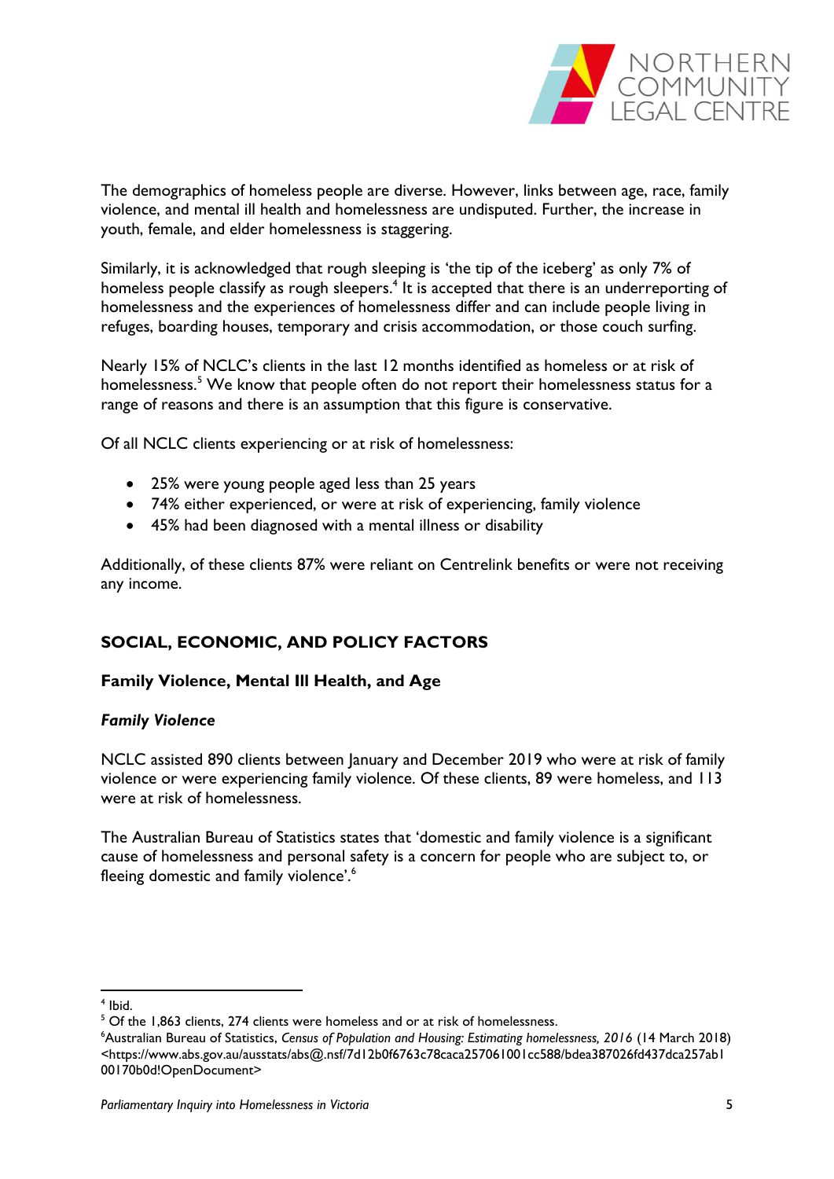The demographics of homeless people are diverse. However, links between age, race, family violence, and mental ill health and homelessness are undisputed. Further, the increase in youth, female, and elder homelessness is staggering.

Similarly, it is acknowledged that rough sleeping is 'the tip of the iceberg' as only 7% of homeless people classify as rough sleepers.[4] It is accepted that there is an underreporting of homelessness and the experiences of homelessness differ and can include people living in refuges, boarding houses, temporary and crisis accommodation, or those couch surfing.

Nearly 15% of NCLC's clients in the last 12 months identified as homeless or at risk of homelessness.[5] We know that people often do not report their homelessness status for a range of reasons and there is an assumption that this figure is conservative.

Of all NCLC clients experiencing or at risk of homelessness:

- 25% were young people aged less than 25 years
- 74% either experienced, or were at risk of experiencing, family violence
- 45% had been diagnosed with a mental illness or disability

Additionally, of these clients 87% were reliant on Centrelink benefits or were not receiving any income.

## SOCIAL, ECONOMIC, AND POLICY FACTORS

### Family Violence, Mental Ill Health, and Age

#### *Family Violence*

NCLC assisted 890 clients between January and December 2019 who were at risk of family violence or were experiencing family violence. Of these clients, 89 were homeless, and 113 were at risk of homelessness.

The Australian Bureau of Statistics states that 'domestic and family violence is a significant cause of homelessness and personal safety is a concern for people who are subject to, or fleeing domestic and family violence'.[6]

---

[4] Ibid.

[5] Of the 1,863 clients, 274 clients were homeless and or at risk of homelessness.

[6] Australian Bureau of Statistics, *Census of Population and Housing: Estimating homelessness, 2016* (14 March 2018) <https://www.abs.gov.au/ausstats/abs@.nsf/7d12b0f6763c78caca257061001cc588/bdea387026fd437dca257ab100170b0d!OpenDocument>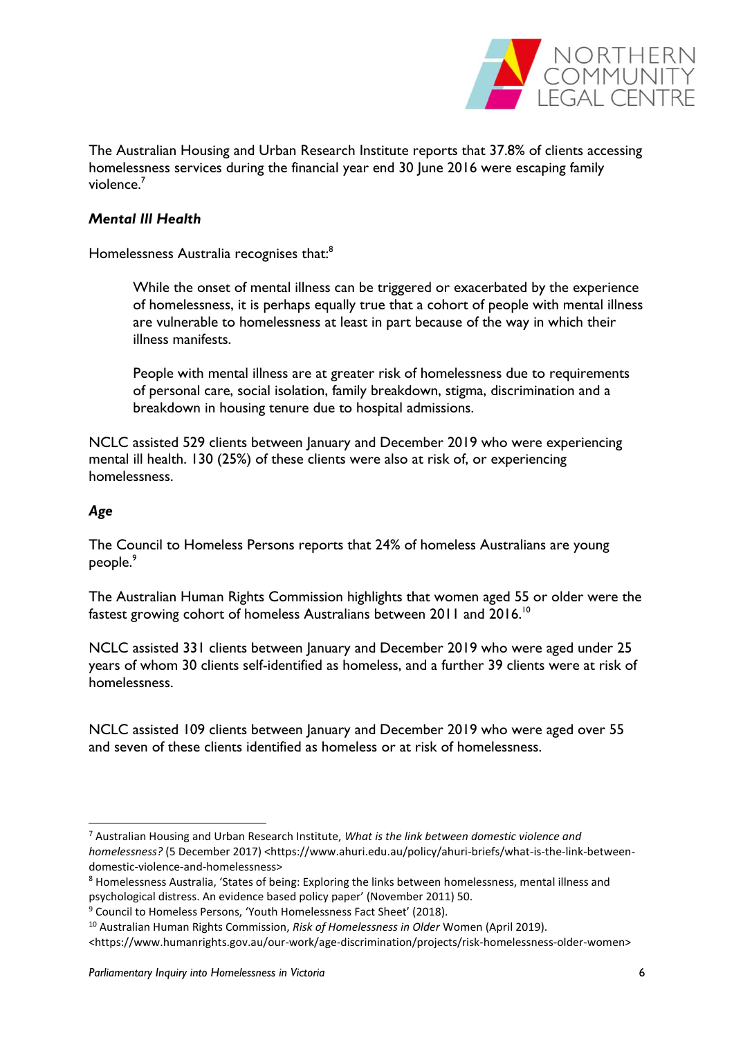The Australian Housing and Urban Research Institute reports that 37.8% of clients accessing homelessness services during the financial year end 30 June 2016 were escaping family violence.[7]

***Mental Ill Health***

Homelessness Australia recognises that:[8]

> While the onset of mental illness can be triggered or exacerbated by the experience of homelessness, it is perhaps equally true that a cohort of people with mental illness are vulnerable to homelessness at least in part because of the way in which their illness manifests.
>
> People with mental illness are at greater risk of homelessness due to requirements of personal care, social isolation, family breakdown, stigma, discrimination and a breakdown in housing tenure due to hospital admissions.

NCLC assisted 529 clients between January and December 2019 who were experiencing mental ill health. 130 (25%) of these clients were also at risk of, or experiencing homelessness.

***Age***

The Council to Homeless Persons reports that 24% of homeless Australians are young people.[9]

The Australian Human Rights Commission highlights that women aged 55 or older were the fastest growing cohort of homeless Australians between 2011 and 2016.[10]

NCLC assisted 331 clients between January and December 2019 who were aged under 25 years of whom 30 clients self-identified as homeless, and a further 39 clients were at risk of homelessness.

NCLC assisted 109 clients between January and December 2019 who were aged over 55 and seven of these clients identified as homeless or at risk of homelessness.

---

[7] Australian Housing and Urban Research Institute, *What is the link between domestic violence and homelessness?* (5 December 2017) <https://www.ahuri.edu.au/policy/ahuri-briefs/what-is-the-link-between-domestic-violence-and-homelessness>

[8] Homelessness Australia, 'States of being: Exploring the links between homelessness, mental illness and psychological distress. An evidence based policy paper' (November 2011) 50.

[9] Council to Homeless Persons, 'Youth Homelessness Fact Sheet' (2018).

[10] Australian Human Rights Commission, *Risk of Homelessness in Older* Women (April 2019). <https://www.humanrights.gov.au/our-work/age-discrimination/projects/risk-homelessness-older-women>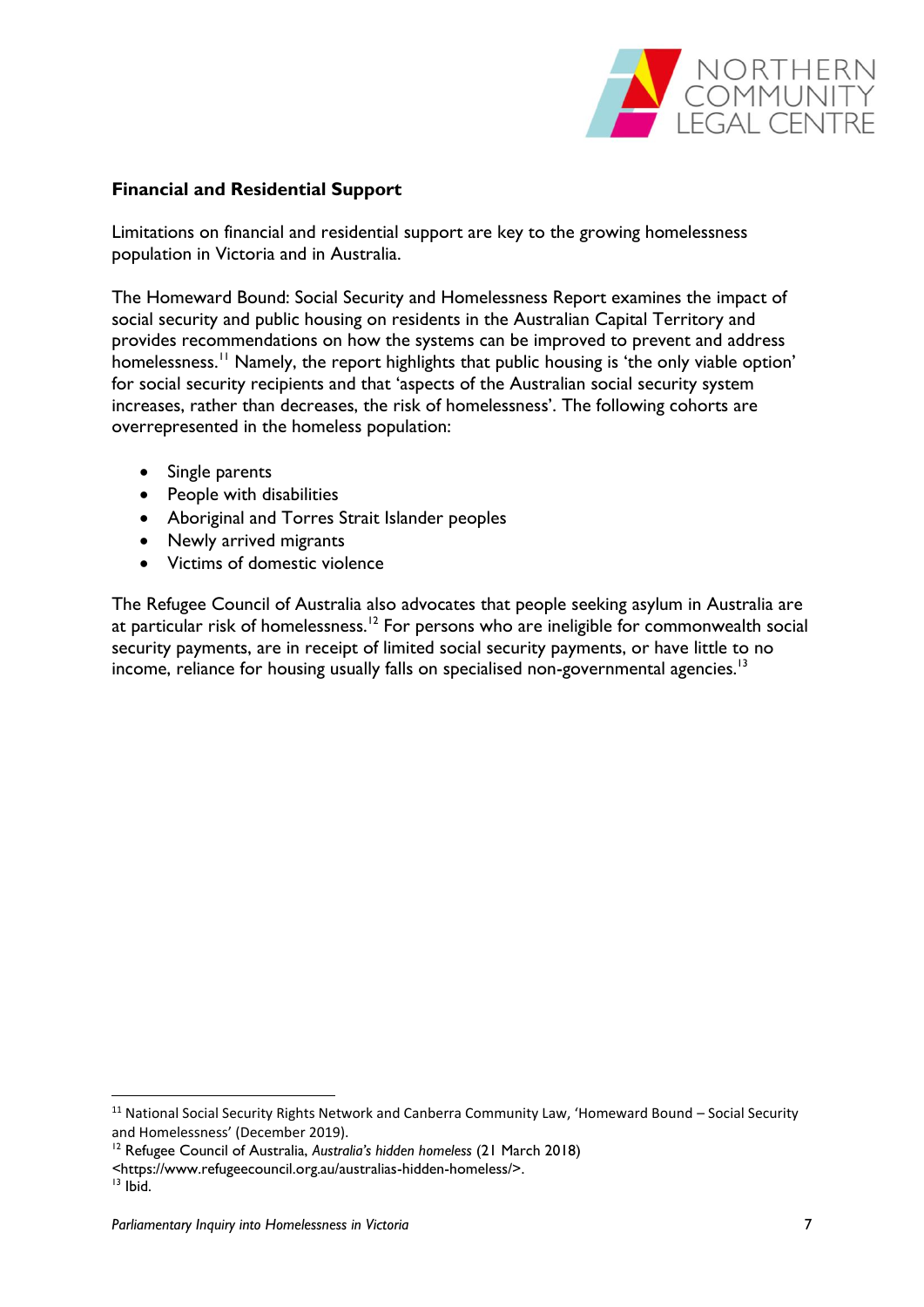**Financial and Residential Support**

Limitations on financial and residential support are key to the growing homelessness population in Victoria and in Australia.

The Homeward Bound: Social Security and Homelessness Report examines the impact of social security and public housing on residents in the Australian Capital Territory and provides recommendations on how the systems can be improved to prevent and address homelessness.[11] Namely, the report highlights that public housing is 'the only viable option' for social security recipients and that 'aspects of the Australian social security system increases, rather than decreases, the risk of homelessness'. The following cohorts are overrepresented in the homeless population:

- Single parents
- People with disabilities
- Aboriginal and Torres Strait Islander peoples
- Newly arrived migrants
- Victims of domestic violence

The Refugee Council of Australia also advocates that people seeking asylum in Australia are at particular risk of homelessness.[12] For persons who are ineligible for commonwealth social security payments, are in receipt of limited social security payments, or have little to no income, reliance for housing usually falls on specialised non-governmental agencies.[13]

---

[11] National Social Security Rights Network and Canberra Community Law, 'Homeward Bound – Social Security and Homelessness' (December 2019).

[12] Refugee Council of Australia, *Australia's hidden homeless* (21 March 2018) <https://www.refugeecouncil.org.au/australias-hidden-homeless/>.

[13] Ibid.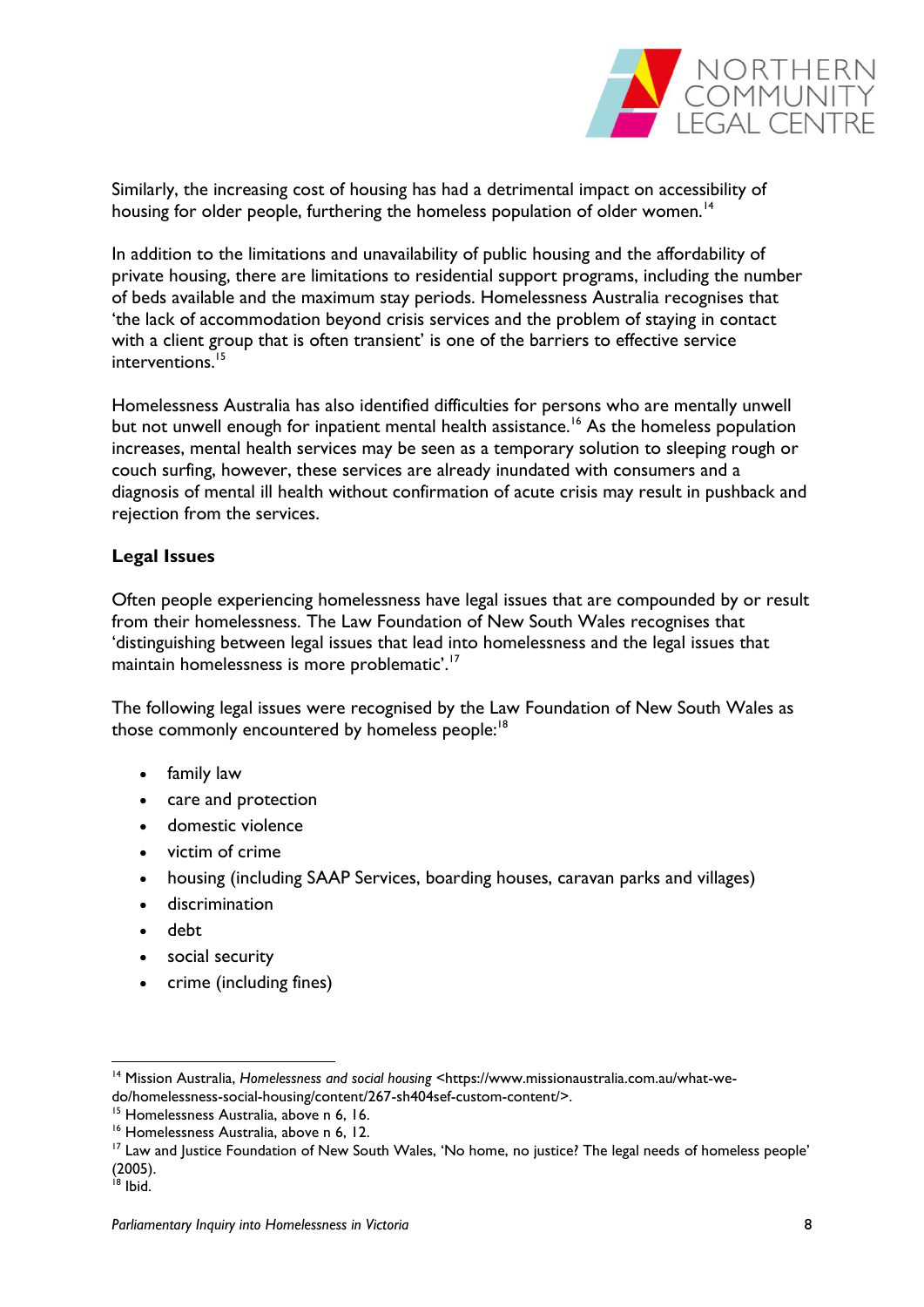Similarly, the increasing cost of housing has had a detrimental impact on accessibility of housing for older people, furthering the homeless population of older women.[14]

In addition to the limitations and unavailability of public housing and the affordability of private housing, there are limitations to residential support programs, including the number of beds available and the maximum stay periods. Homelessness Australia recognises that 'the lack of accommodation beyond crisis services and the problem of staying in contact with a client group that is often transient' is one of the barriers to effective service interventions.[15]

Homelessness Australia has also identified difficulties for persons who are mentally unwell but not unwell enough for inpatient mental health assistance.[16] As the homeless population increases, mental health services may be seen as a temporary solution to sleeping rough or couch surfing, however, these services are already inundated with consumers and a diagnosis of mental ill health without confirmation of acute crisis may result in pushback and rejection from the services.

**Legal Issues**

Often people experiencing homelessness have legal issues that are compounded by or result from their homelessness. The Law Foundation of New South Wales recognises that 'distinguishing between legal issues that lead into homelessness and the legal issues that maintain homelessness is more problematic'.[17]

The following legal issues were recognised by the Law Foundation of New South Wales as those commonly encountered by homeless people:[18]

- family law
- care and protection
- domestic violence
- victim of crime
- housing (including SAAP Services, boarding houses, caravan parks and villages)
- discrimination
- debt
- social security
- crime (including fines)

---

[14] Mission Australia, *Homelessness and social housing* <https://www.missionaustralia.com.au/what-we-do/homelessness-social-housing/content/267-sh404sef-custom-content/>.
[15] Homelessness Australia, above n 6, 16.
[16] Homelessness Australia, above n 6, 12.
[17] Law and Justice Foundation of New South Wales, 'No home, no justice? The legal needs of homeless people' (2005).
[18] Ibid.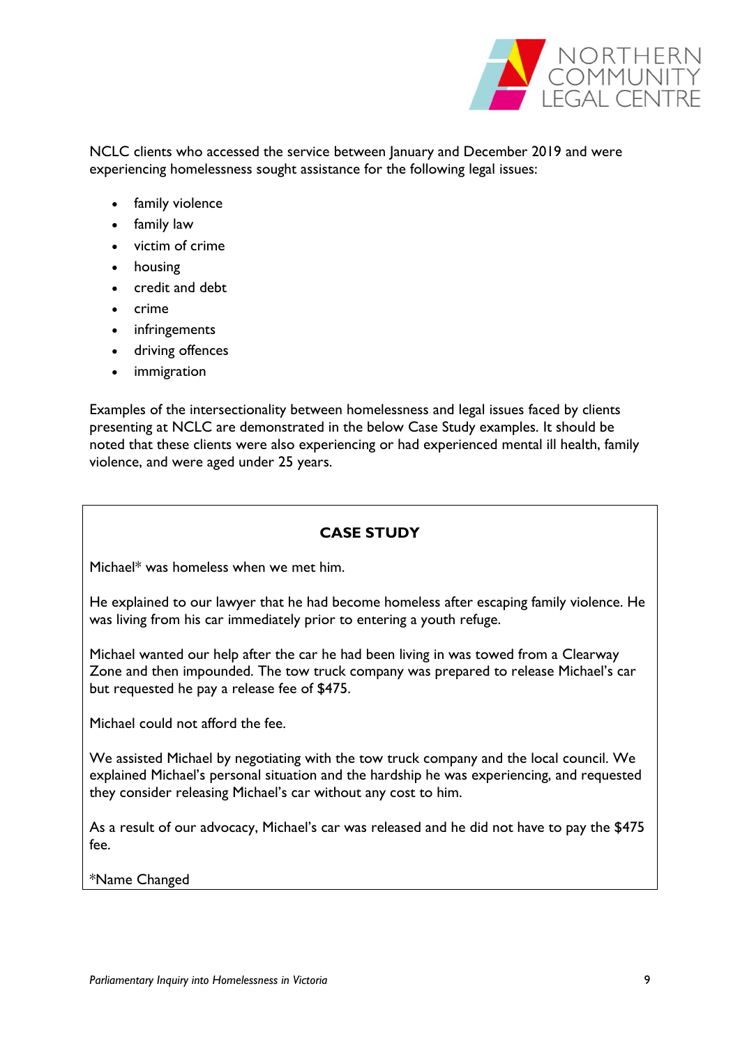NCLC clients who accessed the service between January and December 2019 and were experiencing homelessness sought assistance for the following legal issues:

- family violence
- family law
- victim of crime
- housing
- credit and debt
- crime
- infringements
- driving offences
- immigration

Examples of the intersectionality between homelessness and legal issues faced by clients presenting at NCLC are demonstrated in the below Case Study examples. It should be noted that these clients were also experiencing or had experienced mental ill health, family violence, and were aged under 25 years.

**CASE STUDY**

Michael* was homeless when we met him.

He explained to our lawyer that he had become homeless after escaping family violence. He was living from his car immediately prior to entering a youth refuge.

Michael wanted our help after the car he had been living in was towed from a Clearway Zone and then impounded. The tow truck company was prepared to release Michael's car but requested he pay a release fee of $475.

Michael could not afford the fee.

We assisted Michael by negotiating with the tow truck company and the local council. We explained Michael's personal situation and the hardship he was experiencing, and requested they consider releasing Michael's car without any cost to him.

As a result of our advocacy, Michael's car was released and he did not have to pay the $475 fee.

*Name Changed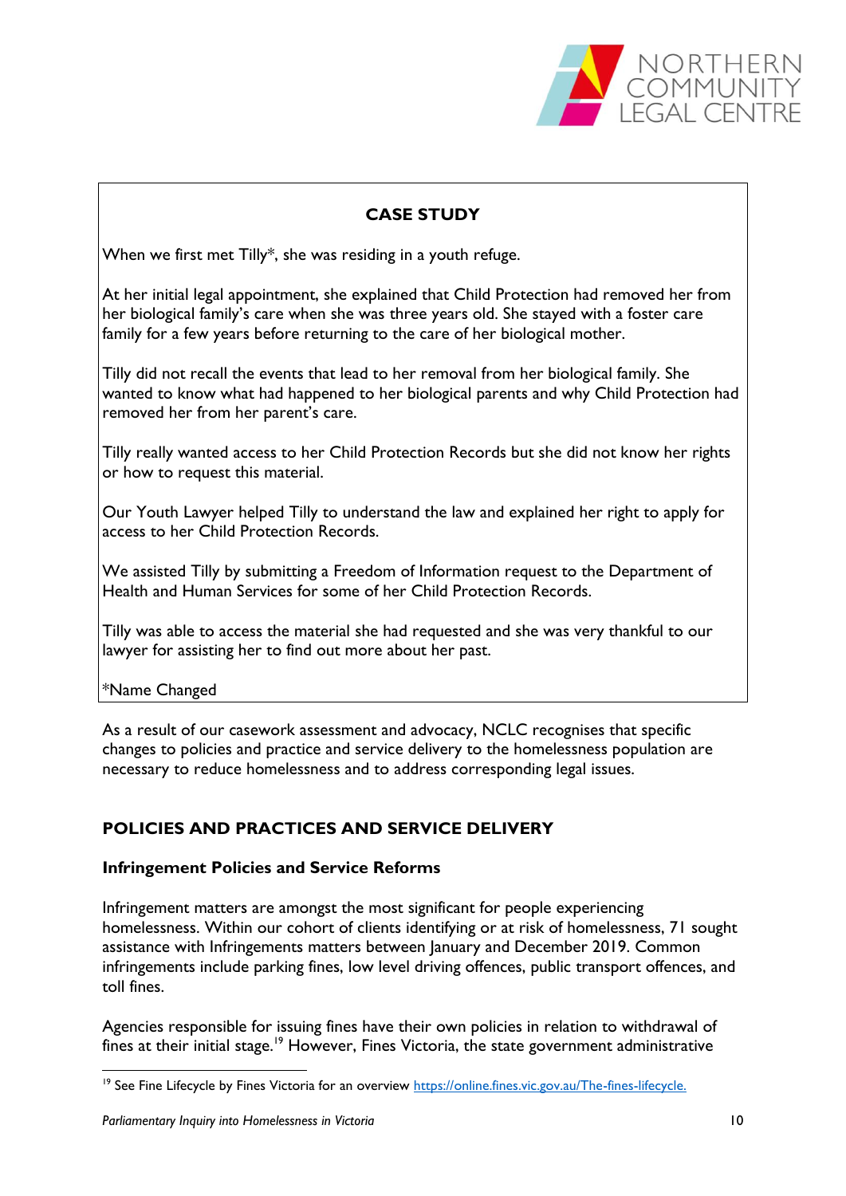**CASE STUDY**

When we first met Tilly*, she was residing in a youth refuge.

At her initial legal appointment, she explained that Child Protection had removed her from her biological family's care when she was three years old. She stayed with a foster care family for a few years before returning to the care of her biological mother.

Tilly did not recall the events that lead to her removal from her biological family. She wanted to know what had happened to her biological parents and why Child Protection had removed her from her parent's care.

Tilly really wanted access to her Child Protection Records but she did not know her rights or how to request this material.

Our Youth Lawyer helped Tilly to understand the law and explained her right to apply for access to her Child Protection Records.

We assisted Tilly by submitting a Freedom of Information request to the Department of Health and Human Services for some of her Child Protection Records.

Tilly was able to access the material she had requested and she was very thankful to our lawyer for assisting her to find out more about her past.

*Name Changed

As a result of our casework assessment and advocacy, NCLC recognises that specific changes to policies and practice and service delivery to the homelessness population are necessary to reduce homelessness and to address corresponding legal issues.

## POLICIES AND PRACTICES AND SERVICE DELIVERY

### Infringement Policies and Service Reforms

Infringement matters are amongst the most significant for people experiencing homelessness. Within our cohort of clients identifying or at risk of homelessness, 71 sought assistance with Infringements matters between January and December 2019. Common infringements include parking fines, low level driving offences, public transport offences, and toll fines.

Agencies responsible for issuing fines have their own policies in relation to withdrawal of fines at their initial stage.[19] However, Fines Victoria, the state government administrative

[19] See Fine Lifecycle by Fines Victoria for an overview https://online.fines.vic.gov.au/The-fines-lifecycle.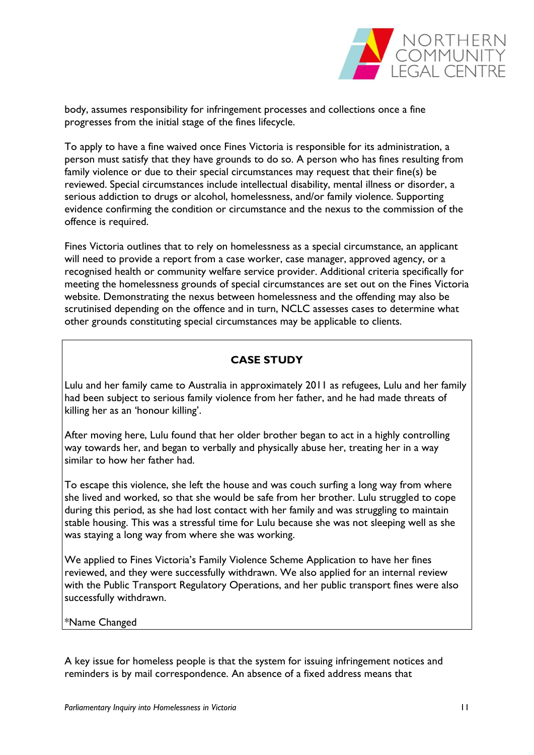body, assumes responsibility for infringement processes and collections once a fine progresses from the initial stage of the fines lifecycle.

To apply to have a fine waived once Fines Victoria is responsible for its administration, a person must satisfy that they have grounds to do so. A person who has fines resulting from family violence or due to their special circumstances may request that their fine(s) be reviewed. Special circumstances include intellectual disability, mental illness or disorder, a serious addiction to drugs or alcohol, homelessness, and/or family violence. Supporting evidence confirming the condition or circumstance and the nexus to the commission of the offence is required.

Fines Victoria outlines that to rely on homelessness as a special circumstance, an applicant will need to provide a report from a case worker, case manager, approved agency, or a recognised health or community welfare service provider. Additional criteria specifically for meeting the homelessness grounds of special circumstances are set out on the Fines Victoria website. Demonstrating the nexus between homelessness and the offending may also be scrutinised depending on the offence and in turn, NCLC assesses cases to determine what other grounds constituting special circumstances may be applicable to clients.

> **CASE STUDY**
>
> Lulu and her family came to Australia in approximately 2011 as refugees, Lulu and her family had been subject to serious family violence from her father, and he had made threats of killing her as an 'honour killing'.
>
> After moving here, Lulu found that her older brother began to act in a highly controlling way towards her, and began to verbally and physically abuse her, treating her in a way similar to how her father had.
>
> To escape this violence, she left the house and was couch surfing a long way from where she lived and worked, so that she would be safe from her brother. Lulu struggled to cope during this period, as she had lost contact with her family and was struggling to maintain stable housing. This was a stressful time for Lulu because she was not sleeping well as she was staying a long way from where she was working.
>
> We applied to Fines Victoria's Family Violence Scheme Application to have her fines reviewed, and they were successfully withdrawn. We also applied for an internal review with the Public Transport Regulatory Operations, and her public transport fines were also successfully withdrawn.
>
> *Name Changed

A key issue for homeless people is that the system for issuing infringement notices and reminders is by mail correspondence. An absence of a fixed address means that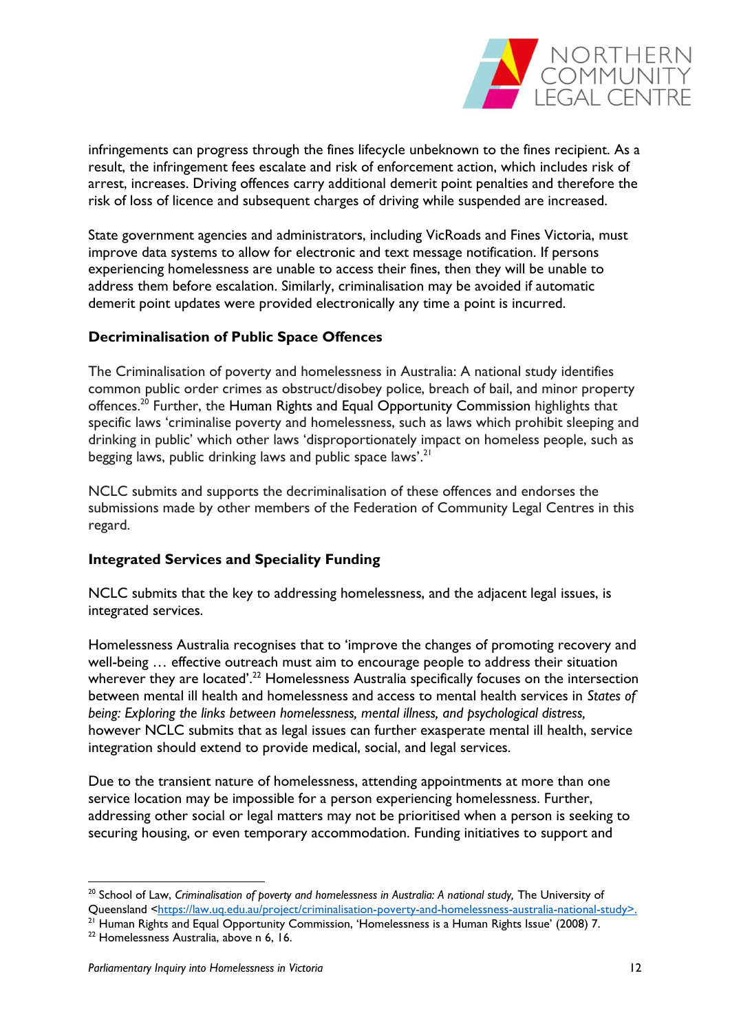infringements can progress through the fines lifecycle unbeknown to the fines recipient. As a result, the infringement fees escalate and risk of enforcement action, which includes risk of arrest, increases. Driving offences carry additional demerit point penalties and therefore the risk of loss of licence and subsequent charges of driving while suspended are increased.

State government agencies and administrators, including VicRoads and Fines Victoria, must improve data systems to allow for electronic and text message notification. If persons experiencing homelessness are unable to access their fines, then they will be unable to address them before escalation. Similarly, criminalisation may be avoided if automatic demerit point updates were provided electronically any time a point is incurred.

### Decriminalisation of Public Space Offences

The Criminalisation of poverty and homelessness in Australia: A national study identifies common public order crimes as obstruct/disobey police, breach of bail, and minor property offences.[20] Further, the Human Rights and Equal Opportunity Commission highlights that specific laws 'criminalise poverty and homelessness, such as laws which prohibit sleeping and drinking in public' which other laws 'disproportionately impact on homeless people, such as begging laws, public drinking laws and public space laws'.[21]

NCLC submits and supports the decriminalisation of these offences and endorses the submissions made by other members of the Federation of Community Legal Centres in this regard.

### Integrated Services and Speciality Funding

NCLC submits that the key to addressing homelessness, and the adjacent legal issues, is integrated services.

Homelessness Australia recognises that to 'improve the changes of promoting recovery and well-being … effective outreach must aim to encourage people to address their situation wherever they are located'.[22] Homelessness Australia specifically focuses on the intersection between mental ill health and homelessness and access to mental health services in *States of being: Exploring the links between homelessness, mental illness, and psychological distress,* however NCLC submits that as legal issues can further exasperate mental ill health, service integration should extend to provide medical, social, and legal services.

Due to the transient nature of homelessness, attending appointments at more than one service location may be impossible for a person experiencing homelessness. Further, addressing other social or legal matters may not be prioritised when a person is seeking to securing housing, or even temporary accommodation. Funding initiatives to support and

---

[20] School of Law, *Criminalisation of poverty and homelessness in Australia: A national study,* The University of Queensland <https://law.uq.edu.au/project/criminalisation-poverty-and-homelessness-australia-national-study>.

[21] Human Rights and Equal Opportunity Commission, 'Homelessness is a Human Rights Issue' (2008) 7.

[22] Homelessness Australia, above n 6, 16.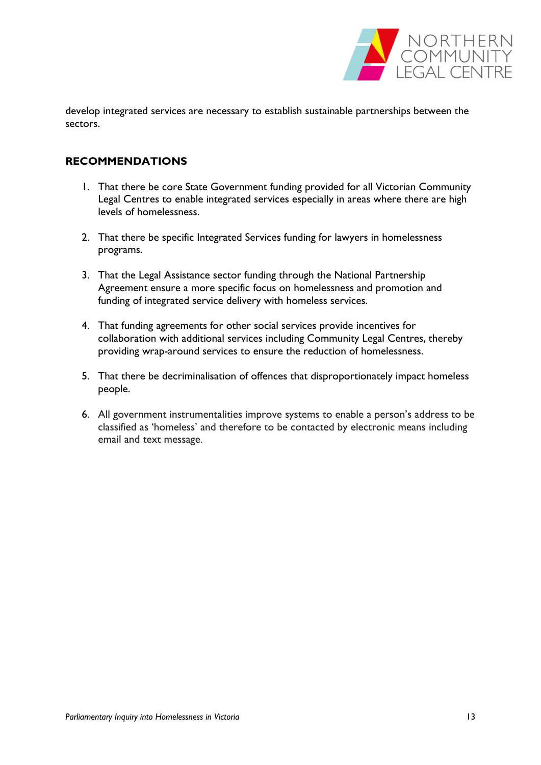develop integrated services are necessary to establish sustainable partnerships between the sectors.

## RECOMMENDATIONS

1. That there be core State Government funding provided for all Victorian Community Legal Centres to enable integrated services especially in areas where there are high levels of homelessness.

2. That there be specific Integrated Services funding for lawyers in homelessness programs.

3. That the Legal Assistance sector funding through the National Partnership Agreement ensure a more specific focus on homelessness and promotion and funding of integrated service delivery with homeless services.

4. That funding agreements for other social services provide incentives for collaboration with additional services including Community Legal Centres, thereby providing wrap-around services to ensure the reduction of homelessness.

5. That there be decriminalisation of offences that disproportionately impact homeless people.

6. All government instrumentalities improve systems to enable a person's address to be classified as 'homeless' and therefore to be contacted by electronic means including email and text message.